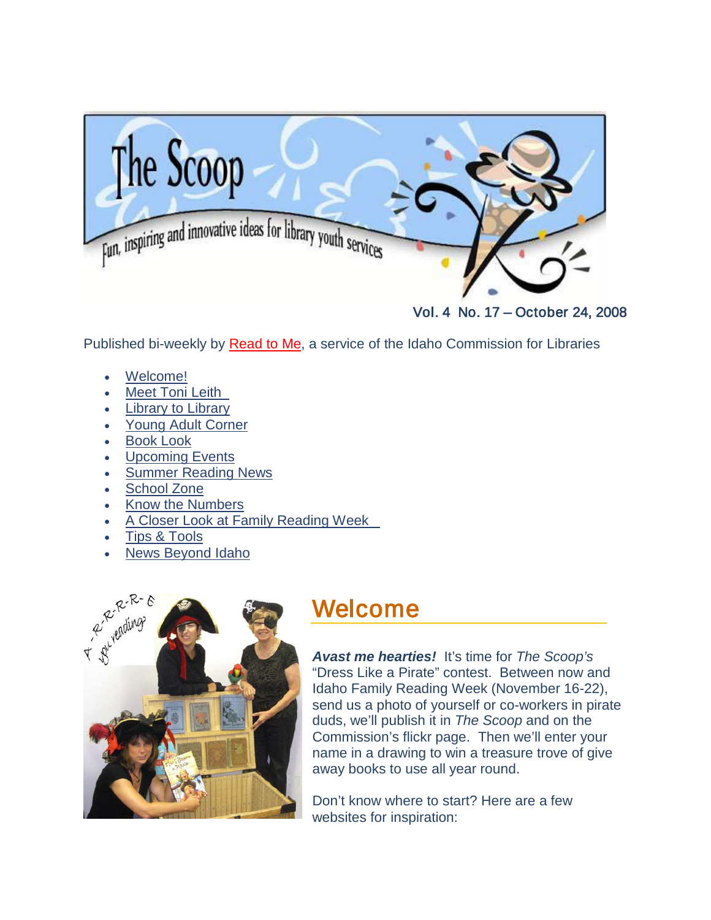# The Scoop

Fun, inspiring and innovative ideas for library youth services

Vol. 4 No. 17 – October 24, 2008

Published bi-weekly by Read to Me, a service of the Idaho Commission for Libraries

- Welcome!
- Meet Toni Leith
- Library to Library
- Young Adult Corner
- Book Look
- Upcoming Events
- Summer Reading News
- School Zone
- Know the Numbers
- A Closer Look at Family Reading Week
- Tips & Tools
- News Beyond Idaho

## Welcome

***Avast me hearties!*** It's time for *The Scoop's* "Dress Like a Pirate" contest. Between now and Idaho Family Reading Week (November 16-22), send us a photo of yourself or co-workers in pirate duds, we'll publish it in *The Scoop* and on the Commission's flickr page. Then we'll enter your name in a drawing to win a treasure trove of give away books to use all year round.

Don't know where to start? Here are a few websites for inspiration: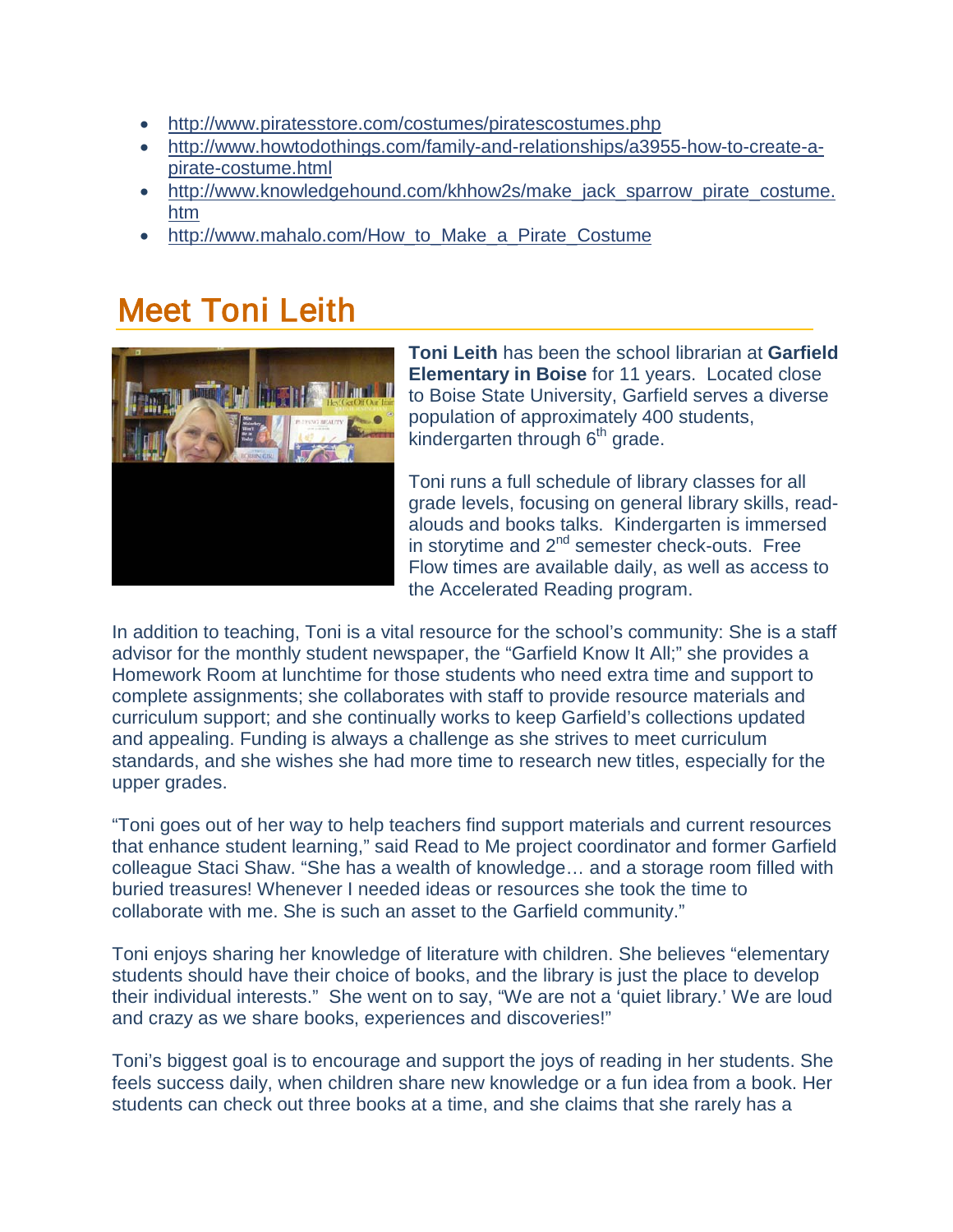- http://www.piratesstore.com/costumes/piratescostumes.php
- http://www.howtodothings.com/family-and-relationships/a3955-how-to-create-a-pirate-costume.html
- http://www.knowledgehound.com/khhow2s/make_jack_sparrow_pirate_costume.htm
- http://www.mahalo.com/How_to_Make_a_Pirate_Costume

## Meet Toni Leith

**Toni Leith** has been the school librarian at **Garfield Elementary in Boise** for 11 years. Located close to Boise State University, Garfield serves a diverse population of approximately 400 students, kindergarten through 6th grade.

Toni runs a full schedule of library classes for all grade levels, focusing on general library skills, read-alouds and books talks. Kindergarten is immersed in storytime and 2nd semester check-outs. Free Flow times are available daily, as well as access to the Accelerated Reading program.

In addition to teaching, Toni is a vital resource for the school's community: She is a staff advisor for the monthly student newspaper, the "Garfield Know It All;" she provides a Homework Room at lunchtime for those students who need extra time and support to complete assignments; she collaborates with staff to provide resource materials and curriculum support; and she continually works to keep Garfield's collections updated and appealing. Funding is always a challenge as she strives to meet curriculum standards, and she wishes she had more time to research new titles, especially for the upper grades.

"Toni goes out of her way to help teachers find support materials and current resources that enhance student learning," said Read to Me project coordinator and former Garfield colleague Staci Shaw. "She has a wealth of knowledge… and a storage room filled with buried treasures! Whenever I needed ideas or resources she took the time to collaborate with me. She is such an asset to the Garfield community."

Toni enjoys sharing her knowledge of literature with children. She believes "elementary students should have their choice of books, and the library is just the place to develop their individual interests." She went on to say, "We are not a 'quiet library.' We are loud and crazy as we share books, experiences and discoveries!"

Toni's biggest goal is to encourage and support the joys of reading in her students. She feels success daily, when children share new knowledge or a fun idea from a book. Her students can check out three books at a time, and she claims that she rarely has a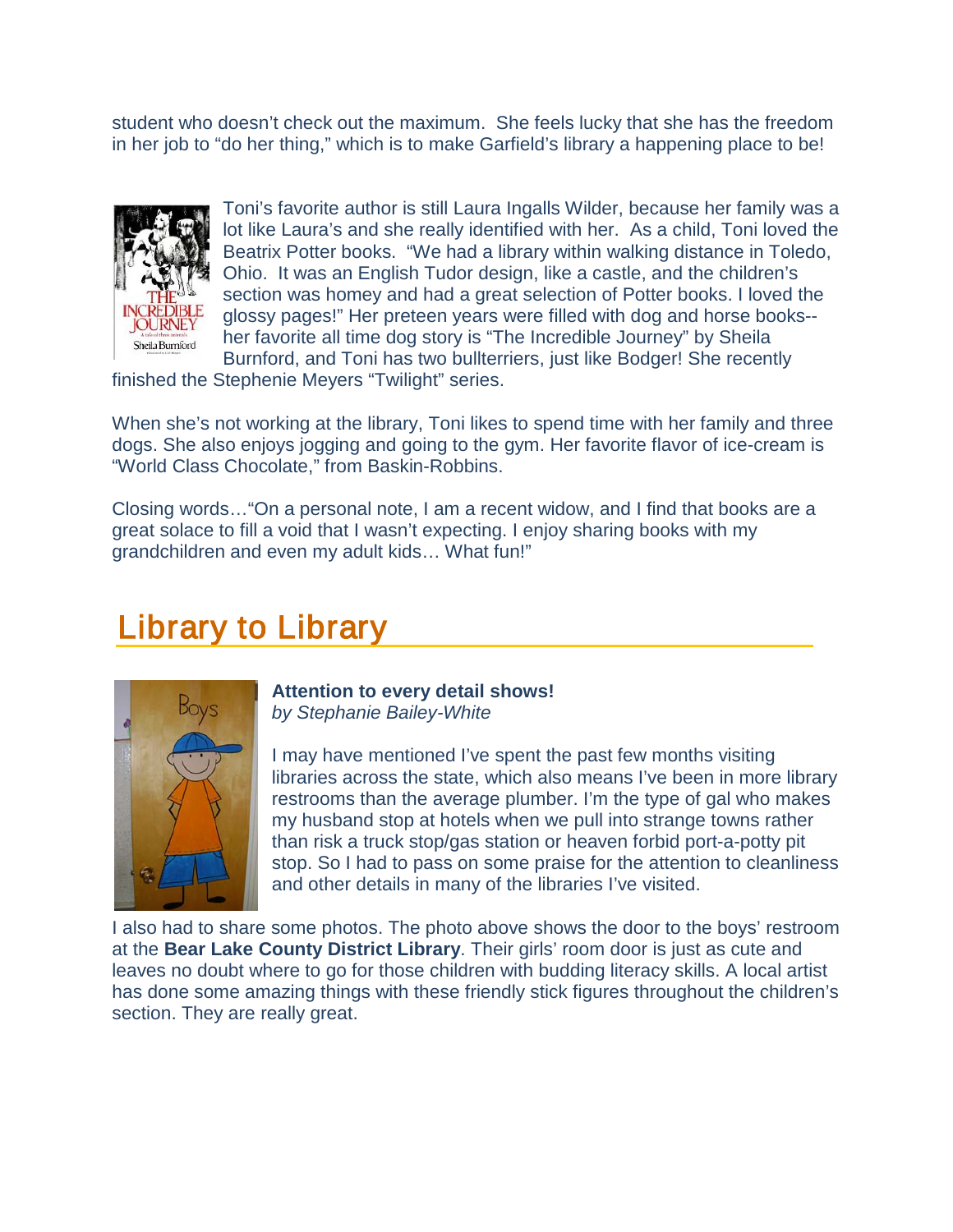student who doesn't check out the maximum. She feels lucky that she has the freedom in her job to "do her thing," which is to make Garfield's library a happening place to be!

Toni's favorite author is still Laura Ingalls Wilder, because her family was a lot like Laura's and she really identified with her. As a child, Toni loved the Beatrix Potter books. "We had a library within walking distance in Toledo, Ohio. It was an English Tudor design, like a castle, and the children's section was homey and had a great selection of Potter books. I loved the glossy pages!" Her preteen years were filled with dog and horse books--her favorite all time dog story is "The Incredible Journey" by Sheila Burnford, and Toni has two bullterriers, just like Bodger! She recently finished the Stephenie Meyers "Twilight" series.

When she's not working at the library, Toni likes to spend time with her family and three dogs. She also enjoys jogging and going to the gym. Her favorite flavor of ice-cream is "World Class Chocolate," from Baskin-Robbins.

Closing words…"On a personal note, I am a recent widow, and I find that books are a great solace to fill a void that I wasn't expecting. I enjoy sharing books with my grandchildren and even my adult kids… What fun!"

## Library to Library

**Attention to every detail shows!**
*by Stephanie Bailey-White*

I may have mentioned I've spent the past few months visiting libraries across the state, which also means I've been in more library restrooms than the average plumber. I'm the type of gal who makes my husband stop at hotels when we pull into strange towns rather than risk a truck stop/gas station or heaven forbid port-a-potty pit stop. So I had to pass on some praise for the attention to cleanliness and other details in many of the libraries I've visited.

I also had to share some photos. The photo above shows the door to the boys' restroom at the **Bear Lake County District Library**. Their girls' room door is just as cute and leaves no doubt where to go for those children with budding literacy skills. A local artist has done some amazing things with these friendly stick figures throughout the children's section. They are really great.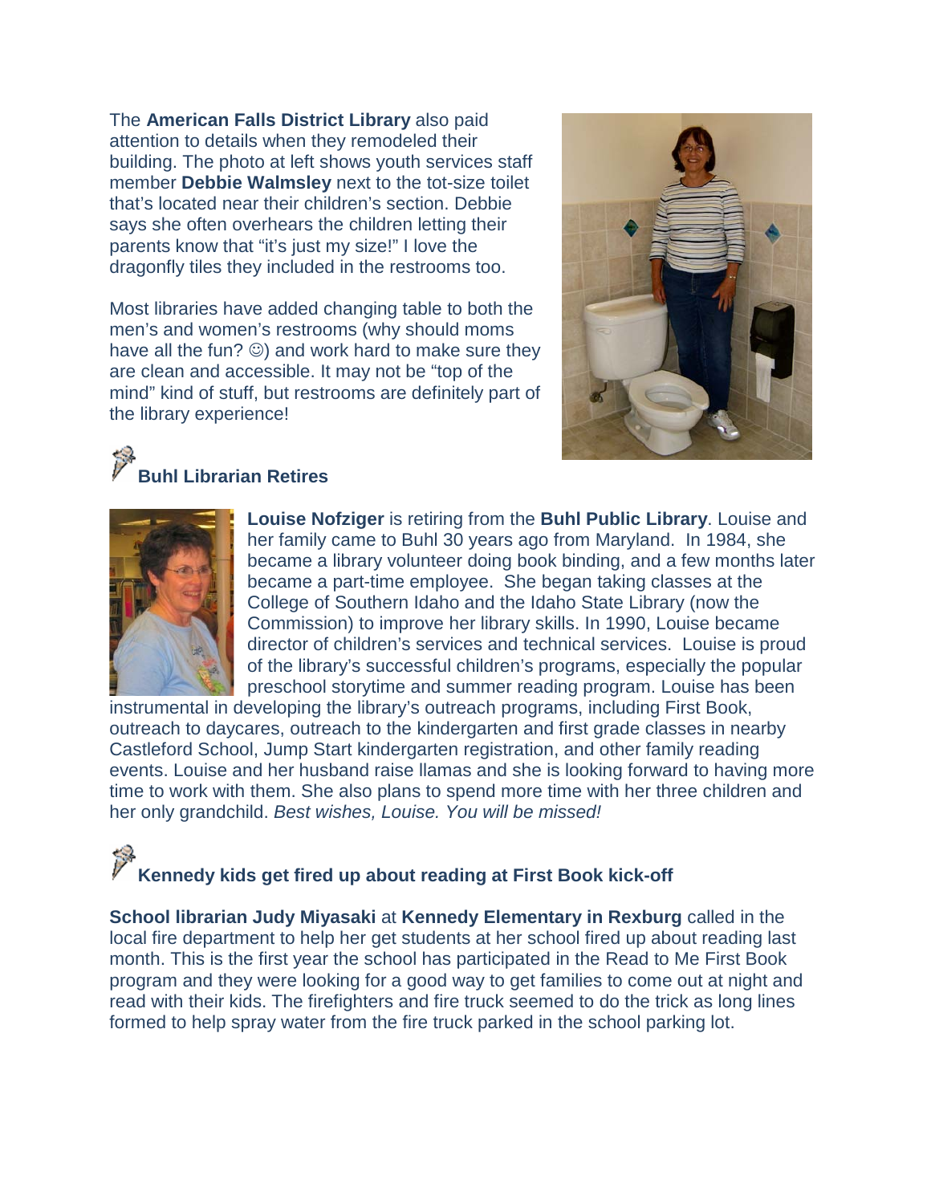The **American Falls District Library** also paid attention to details when they remodeled their building. The photo at left shows youth services staff member **Debbie Walmsley** next to the tot-size toilet that's located near their children's section. Debbie says she often overhears the children letting their parents know that "it's just my size!" I love the dragonfly tiles they included in the restrooms too.

Most libraries have added changing table to both the men's and women's restrooms (why should moms have all the fun? ☺) and work hard to make sure they are clean and accessible. It may not be "top of the mind" kind of stuff, but restrooms are definitely part of the library experience!

## Buhl Librarian Retires

**Louise Nofziger** is retiring from the **Buhl Public Library**. Louise and her family came to Buhl 30 years ago from Maryland. In 1984, she became a library volunteer doing book binding, and a few months later became a part-time employee. She began taking classes at the College of Southern Idaho and the Idaho State Library (now the Commission) to improve her library skills. In 1990, Louise became director of children's services and technical services. Louise is proud of the library's successful children's programs, especially the popular preschool storytime and summer reading program. Louise has been instrumental in developing the library's outreach programs, including First Book, outreach to daycares, outreach to the kindergarten and first grade classes in nearby Castleford School, Jump Start kindergarten registration, and other family reading events. Louise and her husband raise llamas and she is looking forward to having more time to work with them. She also plans to spend more time with her three children and her only grandchild. *Best wishes, Louise. You will be missed!*

## Kennedy kids get fired up about reading at First Book kick-off

**School librarian Judy Miyasaki** at **Kennedy Elementary in Rexburg** called in the local fire department to help her get students at her school fired up about reading last month. This is the first year the school has participated in the Read to Me First Book program and they were looking for a good way to get families to come out at night and read with their kids. The firefighters and fire truck seemed to do the trick as long lines formed to help spray water from the fire truck parked in the school parking lot.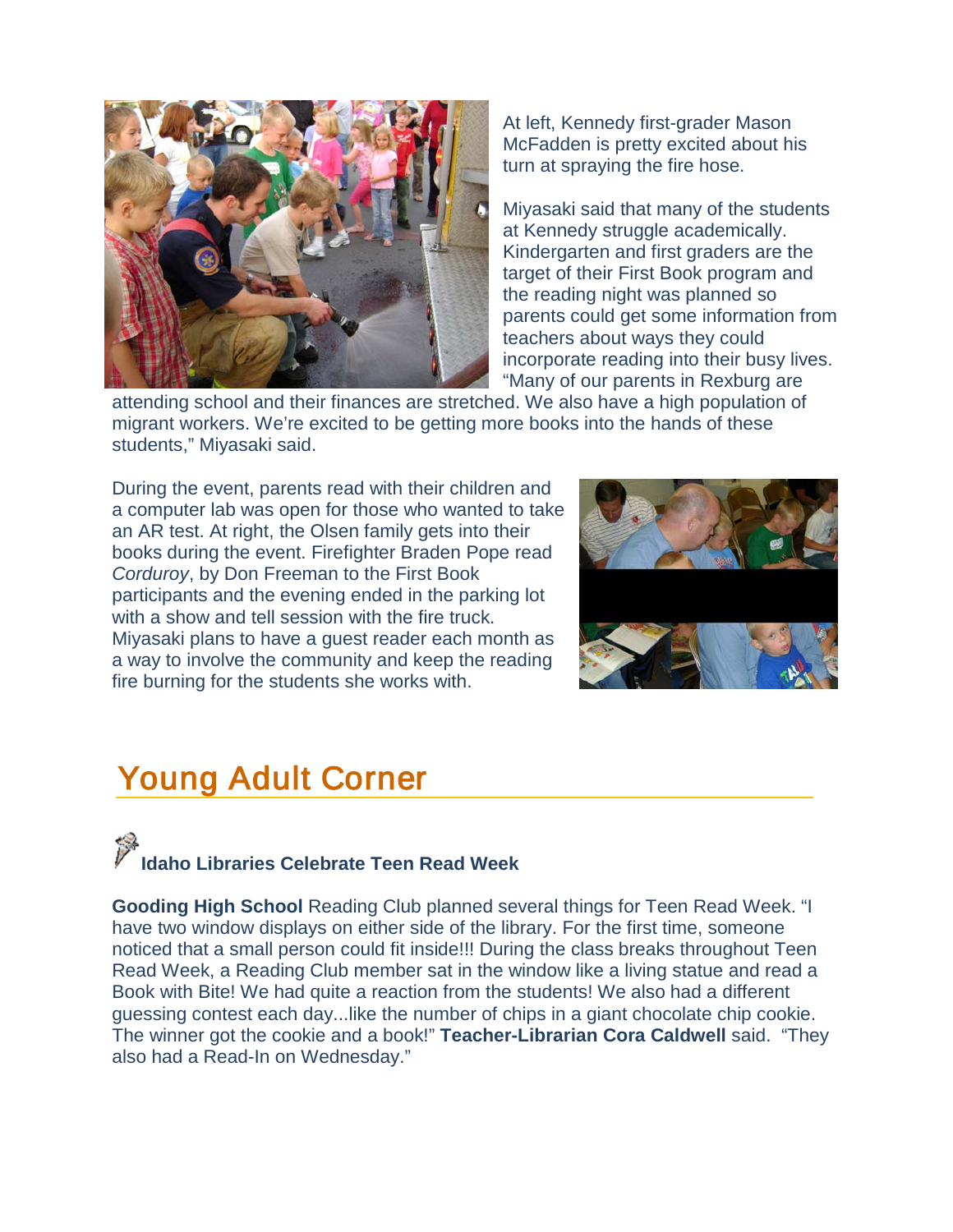At left, Kennedy first-grader Mason McFadden is pretty excited about his turn at spraying the fire hose.

Miyasaki said that many of the students at Kennedy struggle academically. Kindergarten and first graders are the target of their First Book program and the reading night was planned so parents could get some information from teachers about ways they could incorporate reading into their busy lives. “Many of our parents in Rexburg are attending school and their finances are stretched. We also have a high population of migrant workers. We’re excited to be getting more books into the hands of these students,” Miyasaki said.

During the event, parents read with their children and a computer lab was open for those who wanted to take an AR test. At right, the Olsen family gets into their books during the event. Firefighter Braden Pope read *Corduroy*, by Don Freeman to the First Book participants and the evening ended in the parking lot with a show and tell session with the fire truck. Miyasaki plans to have a guest reader each month as a way to involve the community and keep the reading fire burning for the students she works with.

## Young Adult Corner

### Idaho Libraries Celebrate Teen Read Week

**Gooding High School** Reading Club planned several things for Teen Read Week. “I have two window displays on either side of the library. For the first time, someone noticed that a small person could fit inside!!! During the class breaks throughout Teen Read Week, a Reading Club member sat in the window like a living statue and read a Book with Bite! We had quite a reaction from the students! We also had a different guessing contest each day...like the number of chips in a giant chocolate chip cookie. The winner got the cookie and a book!” **Teacher-Librarian Cora Caldwell** said. “They also had a Read-In on Wednesday.”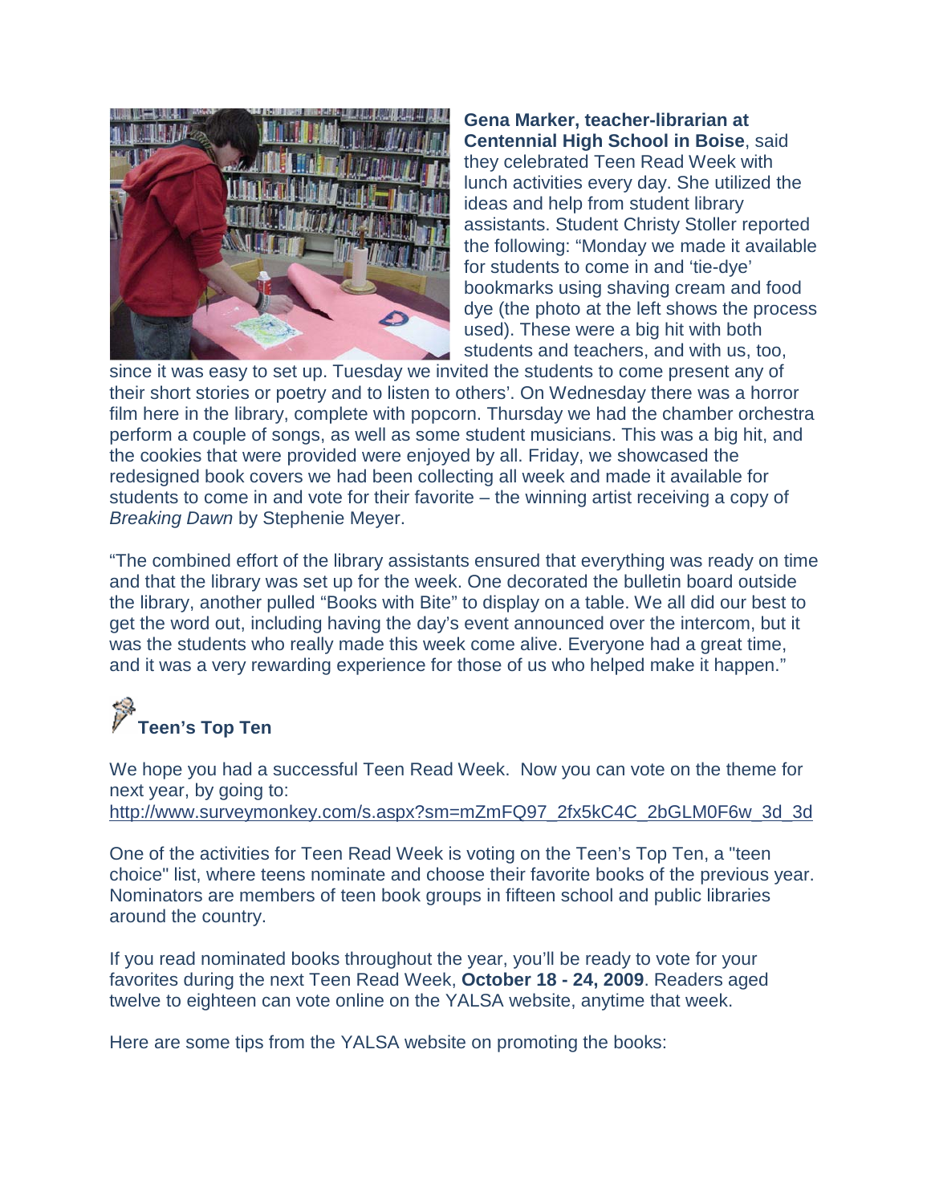**Gena Marker, teacher-librarian at Centennial High School in Boise**, said they celebrated Teen Read Week with lunch activities every day. She utilized the ideas and help from student library assistants. Student Christy Stoller reported the following: "Monday we made it available for students to come in and 'tie-dye' bookmarks using shaving cream and food dye (the photo at the left shows the process used). These were a big hit with both students and teachers, and with us, too, since it was easy to set up. Tuesday we invited the students to come present any of their short stories or poetry and to listen to others'. On Wednesday there was a horror film here in the library, complete with popcorn. Thursday we had the chamber orchestra perform a couple of songs, as well as some student musicians. This was a big hit, and the cookies that were provided were enjoyed by all. Friday, we showcased the redesigned book covers we had been collecting all week and made it available for students to come in and vote for their favorite – the winning artist receiving a copy of *Breaking Dawn* by Stephenie Meyer.

"The combined effort of the library assistants ensured that everything was ready on time and that the library was set up for the week. One decorated the bulletin board outside the library, another pulled "Books with Bite" to display on a table. We all did our best to get the word out, including having the day's event announced over the intercom, but it was the students who really made this week come alive. Everyone had a great time, and it was a very rewarding experience for those of us who helped make it happen."

## Teen's Top Ten

We hope you had a successful Teen Read Week. Now you can vote on the theme for next year, by going to:
http://www.surveymonkey.com/s.aspx?sm=mZmFQ97_2fx5kC4C_2bGLM0F6w_3d_3d

One of the activities for Teen Read Week is voting on the Teen's Top Ten, a "teen choice" list, where teens nominate and choose their favorite books of the previous year. Nominators are members of teen book groups in fifteen school and public libraries around the country.

If you read nominated books throughout the year, you'll be ready to vote for your favorites during the next Teen Read Week, **October 18 - 24, 2009**. Readers aged twelve to eighteen can vote online on the YALSA website, anytime that week.

Here are some tips from the YALSA website on promoting the books: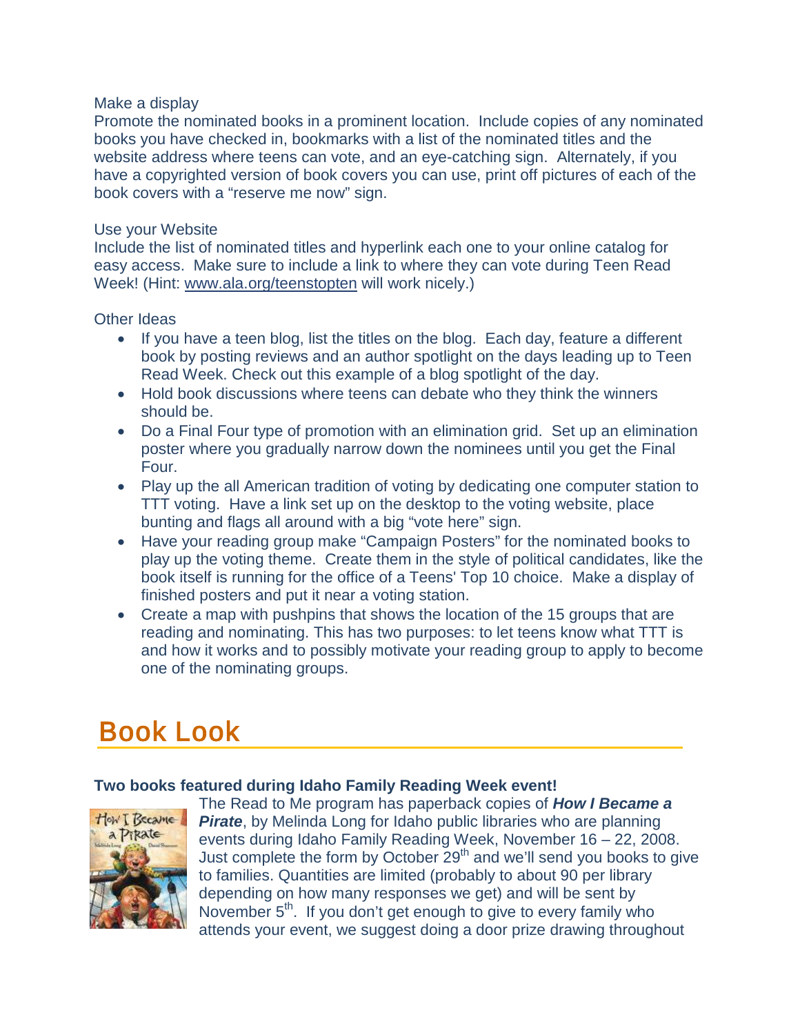Make a display

Promote the nominated books in a prominent location. Include copies of any nominated books you have checked in, bookmarks with a list of the nominated titles and the website address where teens can vote, and an eye-catching sign. Alternately, if you have a copyrighted version of book covers you can use, print off pictures of each of the book covers with a "reserve me now" sign.

Use your Website

Include the list of nominated titles and hyperlink each one to your online catalog for easy access. Make sure to include a link to where they can vote during Teen Read Week! (Hint: www.ala.org/teenstopten will work nicely.)

Other Ideas

- If you have a teen blog, list the titles on the blog. Each day, feature a different book by posting reviews and an author spotlight on the days leading up to Teen Read Week. Check out this example of a blog spotlight of the day.
- Hold book discussions where teens can debate who they think the winners should be.
- Do a Final Four type of promotion with an elimination grid. Set up an elimination poster where you gradually narrow down the nominees until you get the Final Four.
- Play up the all American tradition of voting by dedicating one computer station to TTT voting. Have a link set up on the desktop to the voting website, place bunting and flags all around with a big "vote here" sign.
- Have your reading group make "Campaign Posters" for the nominated books to play up the voting theme. Create them in the style of political candidates, like the book itself is running for the office of a Teens' Top 10 choice. Make a display of finished posters and put it near a voting station.
- Create a map with pushpins that shows the location of the 15 groups that are reading and nominating. This has two purposes: to let teens know what TTT is and how it works and to possibly motivate your reading group to apply to become one of the nominating groups.

# Book Look

**Two books featured during Idaho Family Reading Week event!**

The Read to Me program has paperback copies of ***How I Became a Pirate***, by Melinda Long for Idaho public libraries who are planning events during Idaho Family Reading Week, November 16 – 22, 2008. Just complete the form by October 29th and we'll send you books to give to families. Quantities are limited (probably to about 90 per library depending on how many responses we get) and will be sent by November 5th. If you don't get enough to give to every family who attends your event, we suggest doing a door prize drawing throughout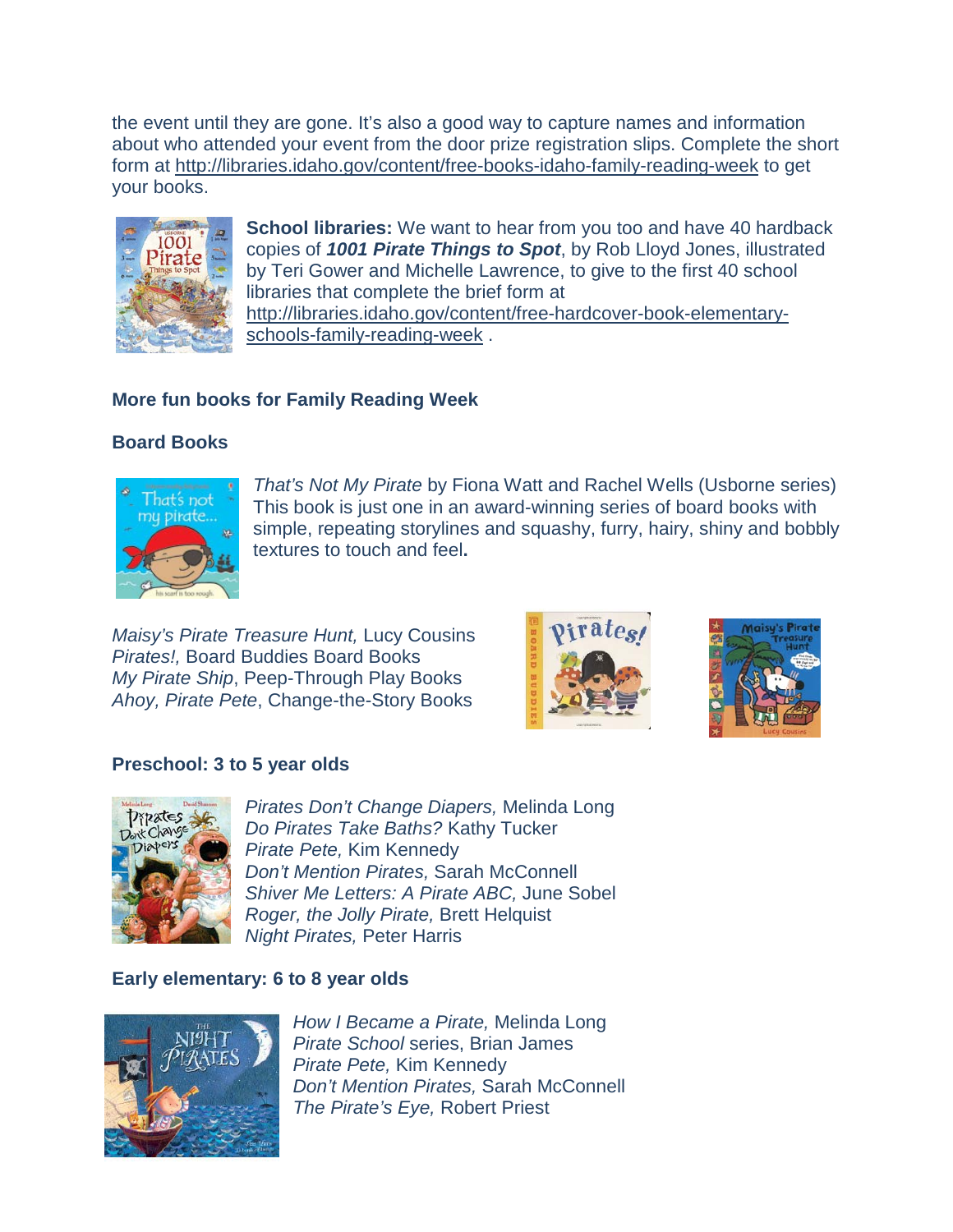the event until they are gone. It's also a good way to capture names and information about who attended your event from the door prize registration slips. Complete the short form at http://libraries.idaho.gov/content/free-books-idaho-family-reading-week to get your books.

**School libraries:** We want to hear from you too and have 40 hardback copies of ***1001 Pirate Things to Spot***, by Rob Lloyd Jones, illustrated by Teri Gower and Michelle Lawrence, to give to the first 40 school libraries that complete the brief form at http://libraries.idaho.gov/content/free-hardcover-book-elementary-schools-family-reading-week .

### More fun books for Family Reading Week

#### Board Books

*That's Not My Pirate* by Fiona Watt and Rachel Wells (Usborne series) This book is just one in an award-winning series of board books with simple, repeating storylines and squashy, furry, hairy, shiny and bobbly textures to touch and feel**.**

*Maisy's Pirate Treasure Hunt,* Lucy Cousins
*Pirates!,* Board Buddies Board Books
*My Pirate Ship*, Peep-Through Play Books
*Ahoy, Pirate Pete*, Change-the-Story Books

#### Preschool: 3 to 5 year olds

*Pirates Don't Change Diapers,* Melinda Long
*Do Pirates Take Baths?* Kathy Tucker
*Pirate Pete,* Kim Kennedy
*Don't Mention Pirates,* Sarah McConnell
*Shiver Me Letters: A Pirate ABC,* June Sobel
*Roger, the Jolly Pirate,* Brett Helquist
*Night Pirates,* Peter Harris

#### Early elementary: 6 to 8 year olds

*How I Became a Pirate,* Melinda Long
*Pirate School* series, Brian James
*Pirate Pete,* Kim Kennedy
*Don't Mention Pirates,* Sarah McConnell
*The Pirate's Eye,* Robert Priest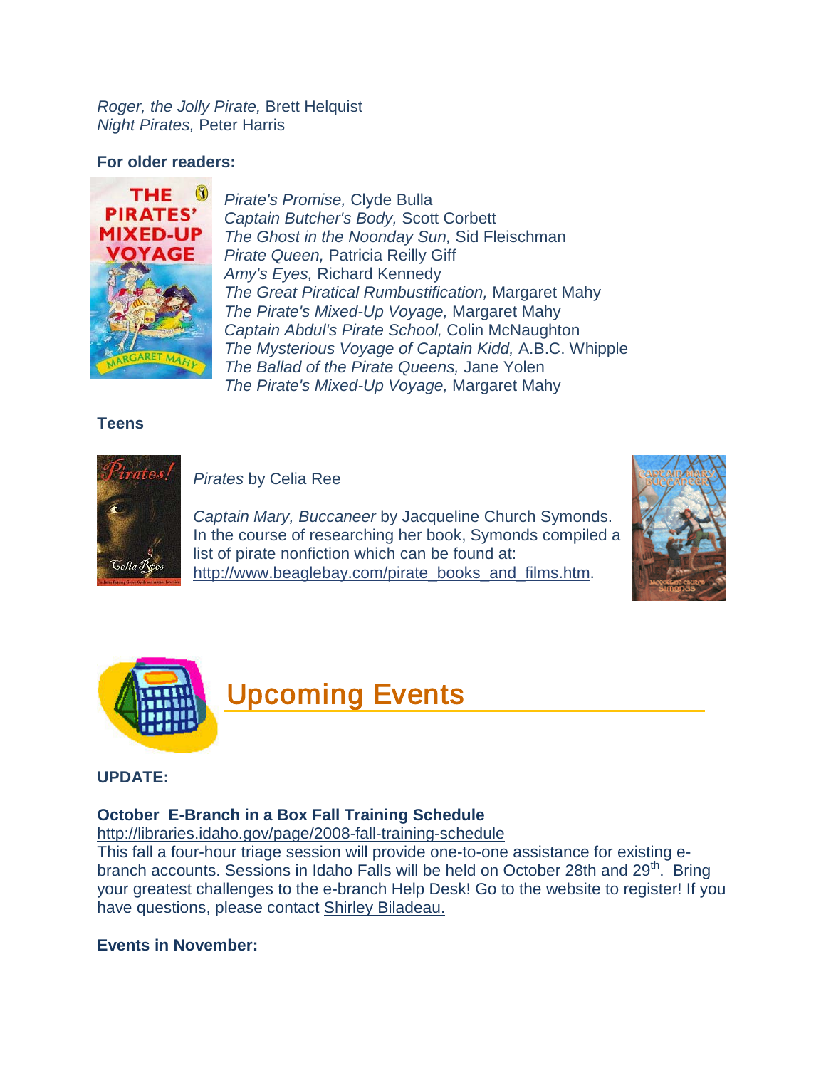*Roger, the Jolly Pirate,* Brett Helquist
*Night Pirates,* Peter Harris

**For older readers:**

*Pirate's Promise,* Clyde Bulla
*Captain Butcher's Body,* Scott Corbett
*The Ghost in the Noonday Sun,* Sid Fleischman
*Pirate Queen,* Patricia Reilly Giff
*Amy's Eyes,* Richard Kennedy
*The Great Piratical Rumbustification,* Margaret Mahy
*The Pirate's Mixed-Up Voyage,* Margaret Mahy
*Captain Abdul's Pirate School,* Colin McNaughton
*The Mysterious Voyage of Captain Kidd,* A.B.C. Whipple
*The Ballad of the Pirate Queens,* Jane Yolen
*The Pirate's Mixed-Up Voyage,* Margaret Mahy

**Teens**

*Pirates* by Celia Ree

*Captain Mary, Buccaneer* by Jacqueline Church Symonds. In the course of researching her book, Symonds compiled a list of pirate nonfiction which can be found at: http://www.beaglebay.com/pirate_books_and_films.htm.

## Upcoming Events

**UPDATE:**

**October E-Branch in a Box Fall Training Schedule**
http://libraries.idaho.gov/page/2008-fall-training-schedule
This fall a four-hour triage session will provide one-to-one assistance for existing e-branch accounts. Sessions in Idaho Falls will be held on October 28th and 29th. Bring your greatest challenges to the e-branch Help Desk! Go to the website to register! If you have questions, please contact Shirley Biladeau.

**Events in November:**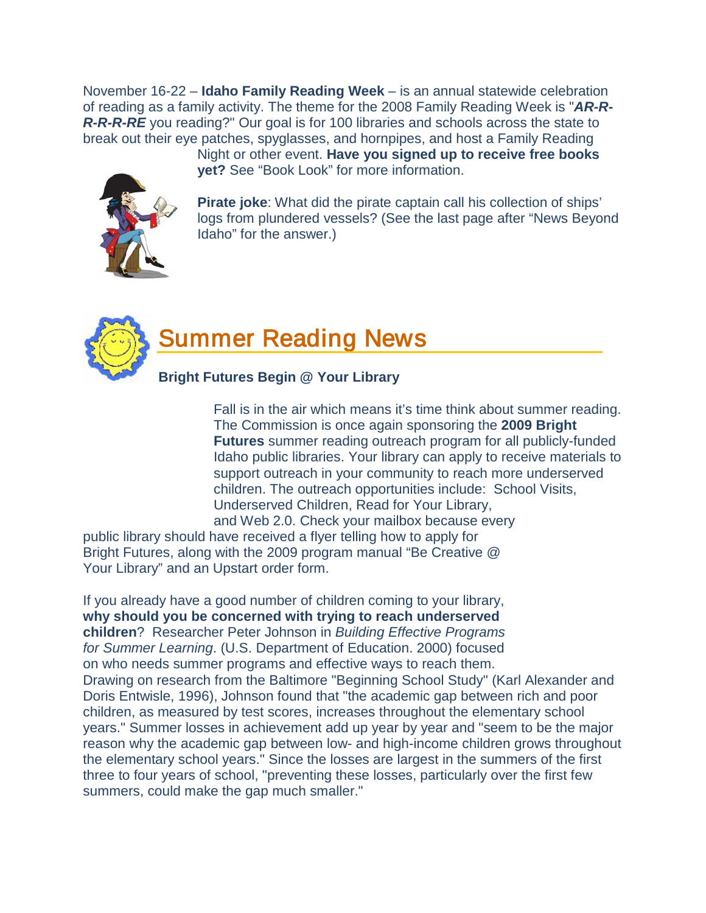November 16-22 – **Idaho Family Reading Week** – is an annual statewide celebration of reading as a family activity. The theme for the 2008 Family Reading Week is "***AR-R-R-R-R-RE*** you reading?" Our goal is for 100 libraries and schools across the state to break out their eye patches, spyglasses, and hornpipes, and host a Family Reading Night or other event. **Have you signed up to receive free books yet?** See "Book Look" for more information.

**Pirate joke**: What did the pirate captain call his collection of ships' logs from plundered vessels? (See the last page after "News Beyond Idaho" for the answer.)

# Summer Reading News

### Bright Futures Begin @ Your Library

Fall is in the air which means it's time think about summer reading. The Commission is once again sponsoring the **2009 Bright Futures** summer reading outreach program for all publicly-funded Idaho public libraries. Your library can apply to receive materials to support outreach in your community to reach more underserved children. The outreach opportunities include: School Visits, Underserved Children, Read for Your Library, and Web 2.0. Check your mailbox because every public library should have received a flyer telling how to apply for Bright Futures, along with the 2009 program manual "Be Creative @ Your Library" and an Upstart order form.

If you already have a good number of children coming to your library, **why should you be concerned with trying to reach underserved children**? Researcher Peter Johnson in *Building Effective Programs for Summer Learning*. (U.S. Department of Education. 2000) focused on who needs summer programs and effective ways to reach them. Drawing on research from the Baltimore "Beginning School Study" (Karl Alexander and Doris Entwisle, 1996), Johnson found that "the academic gap between rich and poor children, as measured by test scores, increases throughout the elementary school years." Summer losses in achievement add up year by year and "seem to be the major reason why the academic gap between low- and high-income children grows throughout the elementary school years." Since the losses are largest in the summers of the first three to four years of school, "preventing these losses, particularly over the first few summers, could make the gap much smaller."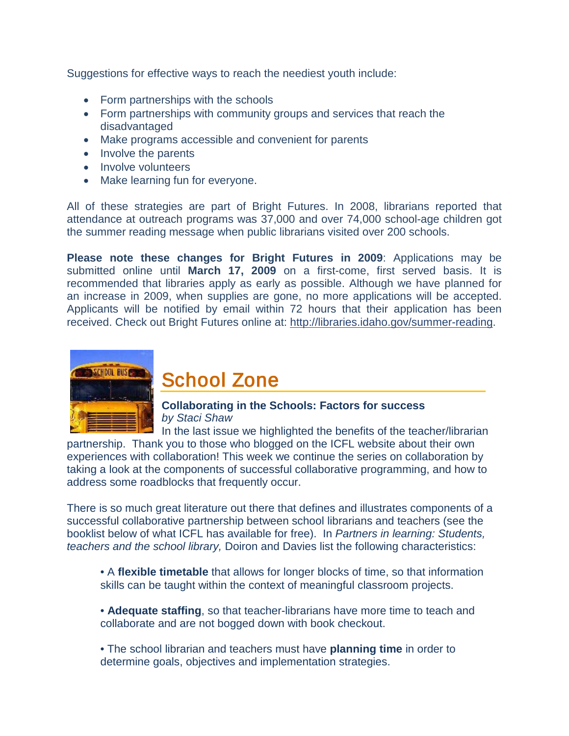Suggestions for effective ways to reach the neediest youth include:

- Form partnerships with the schools
- Form partnerships with community groups and services that reach the disadvantaged
- Make programs accessible and convenient for parents
- Involve the parents
- Involve volunteers
- Make learning fun for everyone.

All of these strategies are part of Bright Futures. In 2008, librarians reported that attendance at outreach programs was 37,000 and over 74,000 school-age children got the summer reading message when public librarians visited over 200 schools.

**Please note these changes for Bright Futures in 2009**: Applications may be submitted online until **March 17, 2009** on a first-come, first served basis. It is recommended that libraries apply as early as possible. Although we have planned for an increase in 2009, when supplies are gone, no more applications will be accepted. Applicants will be notified by email within 72 hours that their application has been received. Check out Bright Futures online at: http://libraries.idaho.gov/summer-reading.

## School Zone

**Collaborating in the Schools: Factors for success**
*by Staci Shaw*

In the last issue we highlighted the benefits of the teacher/librarian partnership. Thank you to those who blogged on the ICFL website about their own experiences with collaboration! This week we continue the series on collaboration by taking a look at the components of successful collaborative programming, and how to address some roadblocks that frequently occur.

There is so much great literature out there that defines and illustrates components of a successful collaborative partnership between school librarians and teachers (see the booklist below of what ICFL has available for free). In *Partners in learning: Students, teachers and the school library,* Doiron and Davies list the following characteristics:

- A **flexible timetable** that allows for longer blocks of time, so that information skills can be taught within the context of meaningful classroom projects.

- **Adequate staffing**, so that teacher-librarians have more time to teach and collaborate and are not bogged down with book checkout.

- The school librarian and teachers must have **planning time** in order to determine goals, objectives and implementation strategies.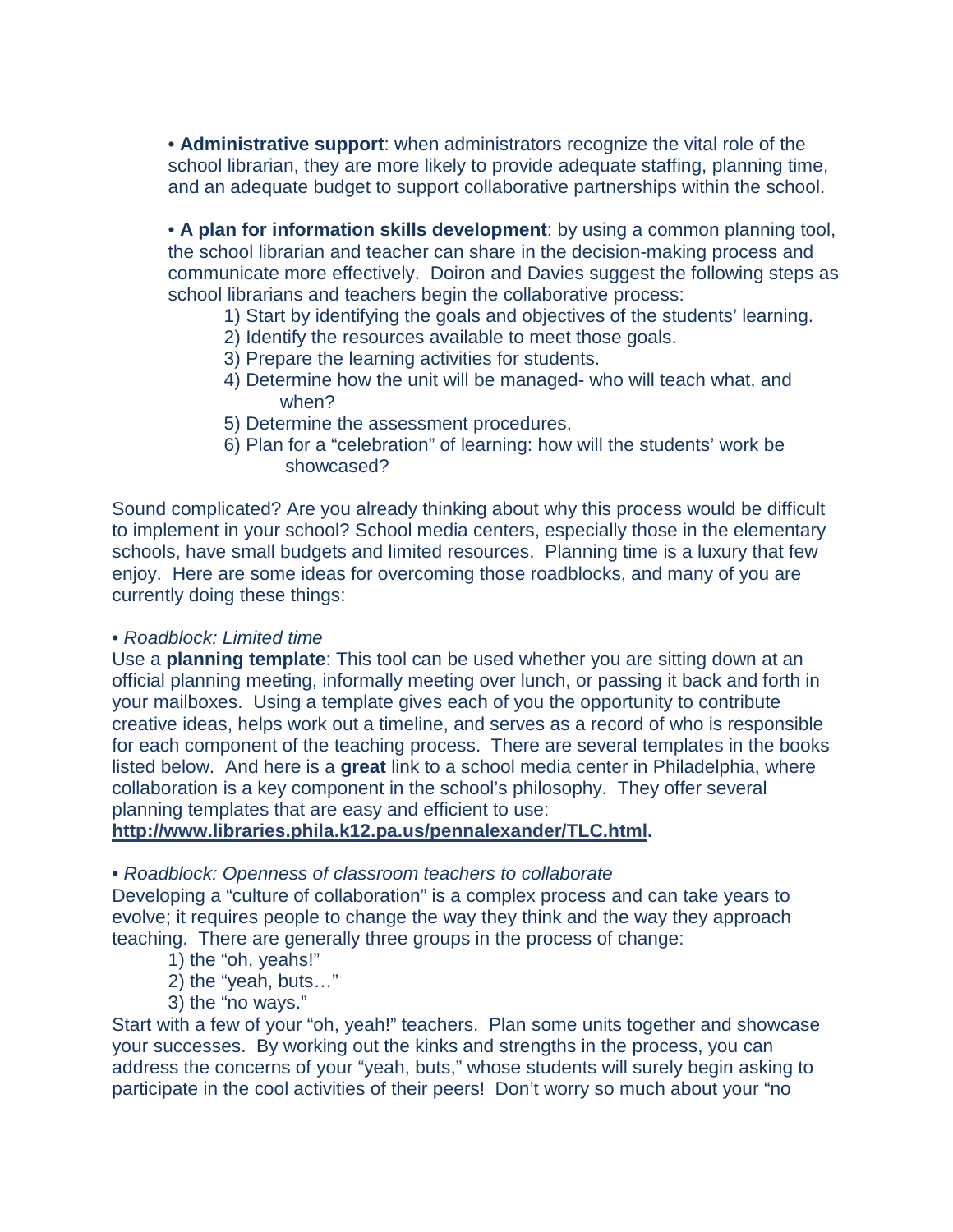• **Administrative support**: when administrators recognize the vital role of the school librarian, they are more likely to provide adequate staffing, planning time, and an adequate budget to support collaborative partnerships within the school.

• **A plan for information skills development**: by using a common planning tool, the school librarian and teacher can share in the decision-making process and communicate more effectively. Doiron and Davies suggest the following steps as school librarians and teachers begin the collaborative process:

1) Start by identifying the goals and objectives of the students' learning.
2) Identify the resources available to meet those goals.
3) Prepare the learning activities for students.
4) Determine how the unit will be managed- who will teach what, and when?
5) Determine the assessment procedures.
6) Plan for a "celebration" of learning: how will the students' work be showcased?

Sound complicated? Are you already thinking about why this process would be difficult to implement in your school? School media centers, especially those in the elementary schools, have small budgets and limited resources. Planning time is a luxury that few enjoy. Here are some ideas for overcoming those roadblocks, and many of you are currently doing these things:

• *Roadblock: Limited time*

Use a **planning template**: This tool can be used whether you are sitting down at an official planning meeting, informally meeting over lunch, or passing it back and forth in your mailboxes. Using a template gives each of you the opportunity to contribute creative ideas, helps work out a timeline, and serves as a record of who is responsible for each component of the teaching process. There are several templates in the books listed below. And here is a **great** link to a school media center in Philadelphia, where collaboration is a key component in the school's philosophy. They offer several planning templates that are easy and efficient to use: **http://www.libraries.phila.k12.pa.us/pennalexander/TLC.html.**

• *Roadblock: Openness of classroom teachers to collaborate*

Developing a "culture of collaboration" is a complex process and can take years to evolve; it requires people to change the way they think and the way they approach teaching. There are generally three groups in the process of change:

1) the "oh, yeahs!"
2) the "yeah, buts…"
3) the "no ways."

Start with a few of your "oh, yeah!" teachers. Plan some units together and showcase your successes. By working out the kinks and strengths in the process, you can address the concerns of your "yeah, buts," whose students will surely begin asking to participate in the cool activities of their peers! Don't worry so much about your "no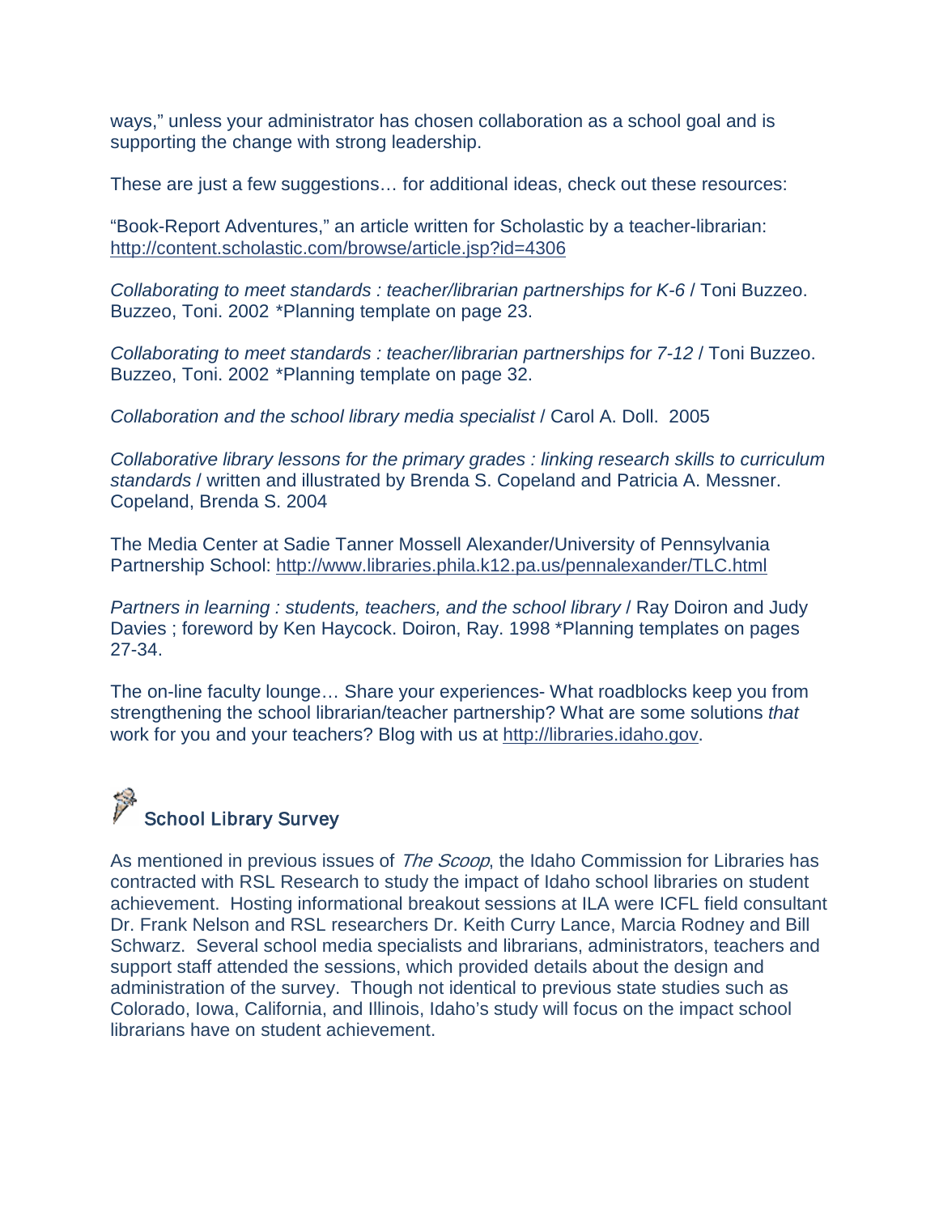ways," unless your administrator has chosen collaboration as a school goal and is supporting the change with strong leadership.

These are just a few suggestions… for additional ideas, check out these resources:

"Book-Report Adventures," an article written for Scholastic by a teacher-librarian: http://content.scholastic.com/browse/article.jsp?id=4306

*Collaborating to meet standards : teacher/librarian partnerships for K-6* / Toni Buzzeo. Buzzeo, Toni. 2002 *Planning template on page 23.

*Collaborating to meet standards : teacher/librarian partnerships for 7-12* / Toni Buzzeo. Buzzeo, Toni. 2002 *Planning template on page 32.

*Collaboration and the school library media specialist* / Carol A. Doll. 2005

*Collaborative library lessons for the primary grades : linking research skills to curriculum standards* / written and illustrated by Brenda S. Copeland and Patricia A. Messner. Copeland, Brenda S. 2004

The Media Center at Sadie Tanner Mossell Alexander/University of Pennsylvania Partnership School: http://www.libraries.phila.k12.pa.us/pennalexander/TLC.html

*Partners in learning : students, teachers, and the school library* / Ray Doiron and Judy Davies ; foreword by Ken Haycock. Doiron, Ray. 1998 *Planning templates on pages 27-34.

The on-line faculty lounge… Share your experiences- What roadblocks keep you from strengthening the school librarian/teacher partnership? What are some solutions *that* work for you and your teachers? Blog with us at http://libraries.idaho.gov.

## School Library Survey

As mentioned in previous issues of *The Scoop*, the Idaho Commission for Libraries has contracted with RSL Research to study the impact of Idaho school libraries on student achievement. Hosting informational breakout sessions at ILA were ICFL field consultant Dr. Frank Nelson and RSL researchers Dr. Keith Curry Lance, Marcia Rodney and Bill Schwarz. Several school media specialists and librarians, administrators, teachers and support staff attended the sessions, which provided details about the design and administration of the survey. Though not identical to previous state studies such as Colorado, Iowa, California, and Illinois, Idaho's study will focus on the impact school librarians have on student achievement.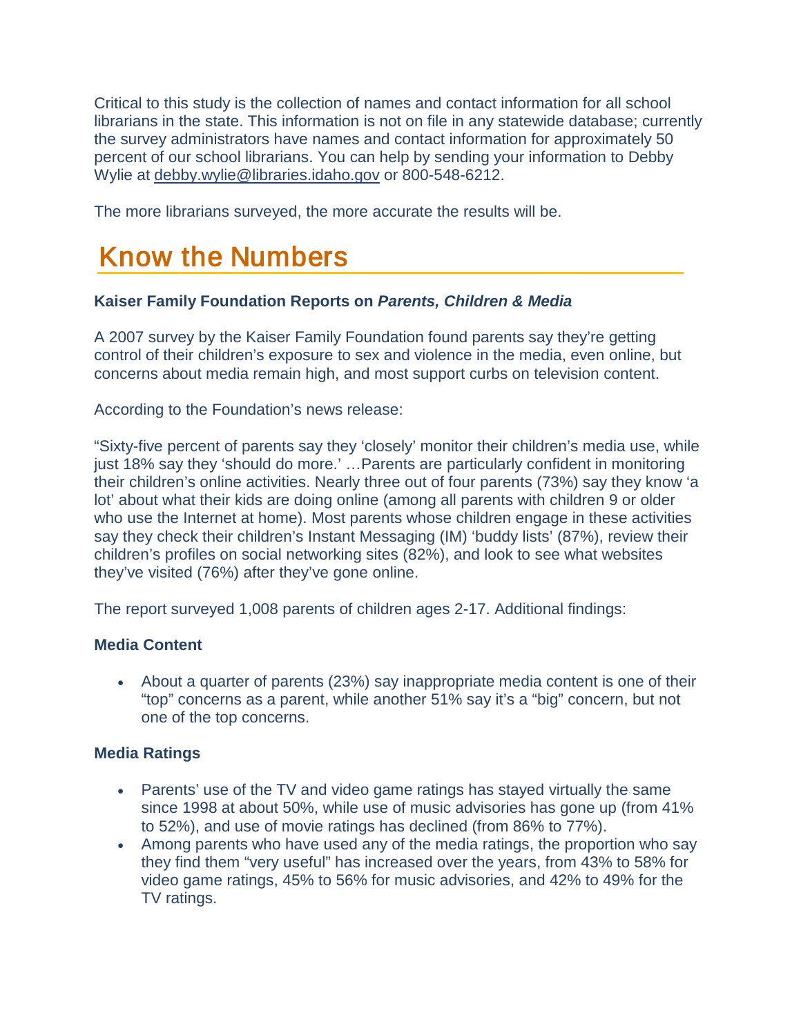Critical to this study is the collection of names and contact information for all school librarians in the state. This information is not on file in any statewide database; currently the survey administrators have names and contact information for approximately 50 percent of our school librarians. You can help by sending your information to Debby Wylie at debby.wylie@libraries.idaho.gov or 800-548-6212.

The more librarians surveyed, the more accurate the results will be.

# Know the Numbers

**Kaiser Family Foundation Reports on *Parents, Children & Media***

A 2007 survey by the Kaiser Family Foundation found parents say they're getting control of their children's exposure to sex and violence in the media, even online, but concerns about media remain high, and most support curbs on television content.

According to the Foundation's news release:

"Sixty-five percent of parents say they 'closely' monitor their children's media use, while just 18% say they 'should do more.' …Parents are particularly confident in monitoring their children's online activities. Nearly three out of four parents (73%) say they know 'a lot' about what their kids are doing online (among all parents with children 9 or older who use the Internet at home). Most parents whose children engage in these activities say they check their children's Instant Messaging (IM) 'buddy lists' (87%), review their children's profiles on social networking sites (82%), and look to see what websites they've visited (76%) after they've gone online.

The report surveyed 1,008 parents of children ages 2-17. Additional findings:

**Media Content**

- About a quarter of parents (23%) say inappropriate media content is one of their "top" concerns as a parent, while another 51% say it's a "big" concern, but not one of the top concerns.

**Media Ratings**

- Parents' use of the TV and video game ratings has stayed virtually the same since 1998 at about 50%, while use of music advisories has gone up (from 41% to 52%), and use of movie ratings has declined (from 86% to 77%).
- Among parents who have used any of the media ratings, the proportion who say they find them "very useful" has increased over the years, from 43% to 58% for video game ratings, 45% to 56% for music advisories, and 42% to 49% for the TV ratings.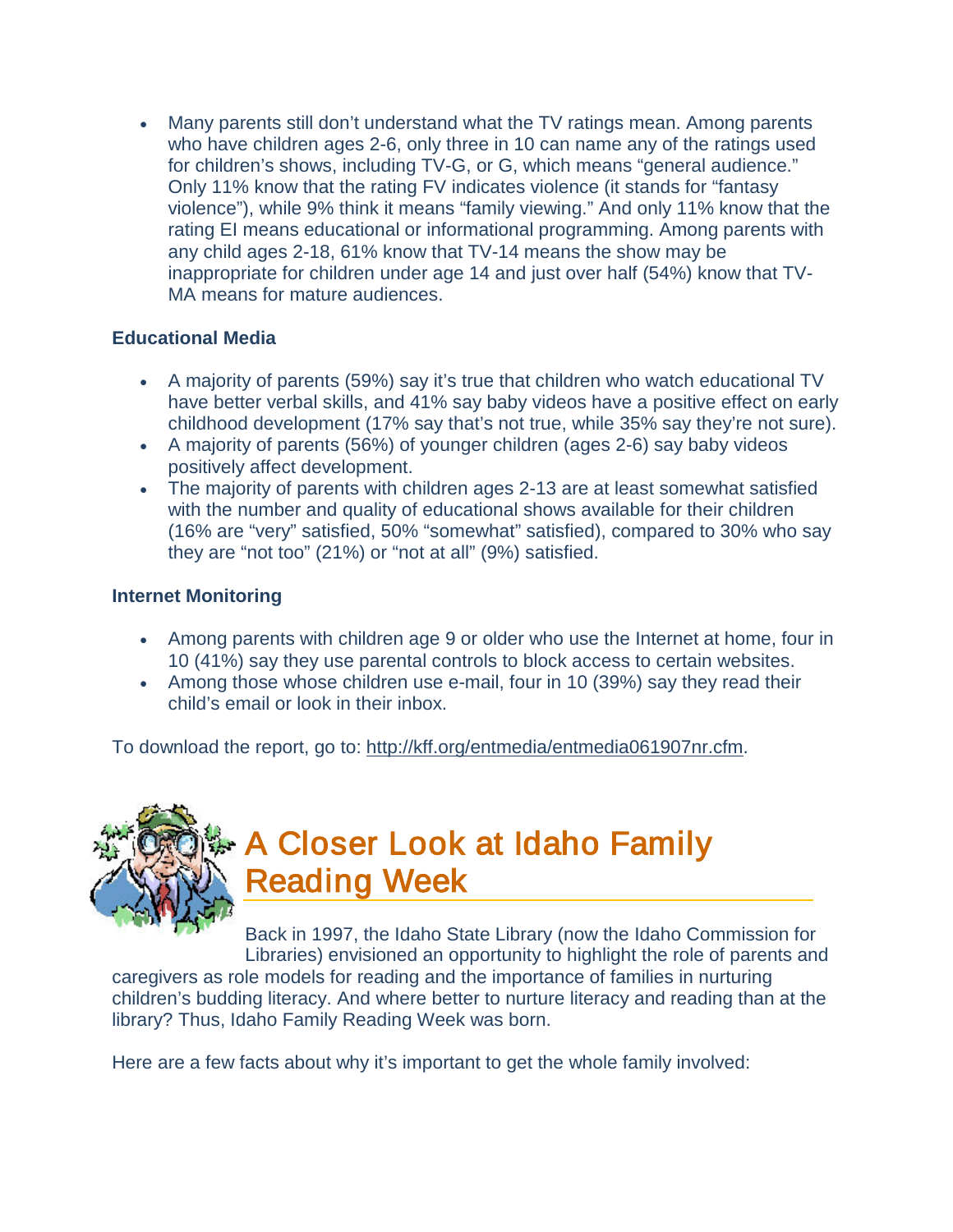- Many parents still don't understand what the TV ratings mean. Among parents who have children ages 2-6, only three in 10 can name any of the ratings used for children's shows, including TV-G, or G, which means "general audience." Only 11% know that the rating FV indicates violence (it stands for "fantasy violence"), while 9% think it means "family viewing." And only 11% know that the rating EI means educational or informational programming. Among parents with any child ages 2-18, 61% know that TV-14 means the show may be inappropriate for children under age 14 and just over half (54%) know that TV-MA means for mature audiences.

**Educational Media**

- A majority of parents (59%) say it's true that children who watch educational TV have better verbal skills, and 41% say baby videos have a positive effect on early childhood development (17% say that's not true, while 35% say they're not sure).
- A majority of parents (56%) of younger children (ages 2-6) say baby videos positively affect development.
- The majority of parents with children ages 2-13 are at least somewhat satisfied with the number and quality of educational shows available for their children (16% are "very" satisfied, 50% "somewhat" satisfied), compared to 30% who say they are "not too" (21%) or "not at all" (9%) satisfied.

**Internet Monitoring**

- Among parents with children age 9 or older who use the Internet at home, four in 10 (41%) say they use parental controls to block access to certain websites.
- Among those whose children use e-mail, four in 10 (39%) say they read their child's email or look in their inbox.

To download the report, go to: http://kff.org/entmedia/entmedia061907nr.cfm.

## A Closer Look at Idaho Family Reading Week

Back in 1997, the Idaho State Library (now the Idaho Commission for Libraries) envisioned an opportunity to highlight the role of parents and caregivers as role models for reading and the importance of families in nurturing children's budding literacy. And where better to nurture literacy and reading than at the library? Thus, Idaho Family Reading Week was born.

Here are a few facts about why it's important to get the whole family involved: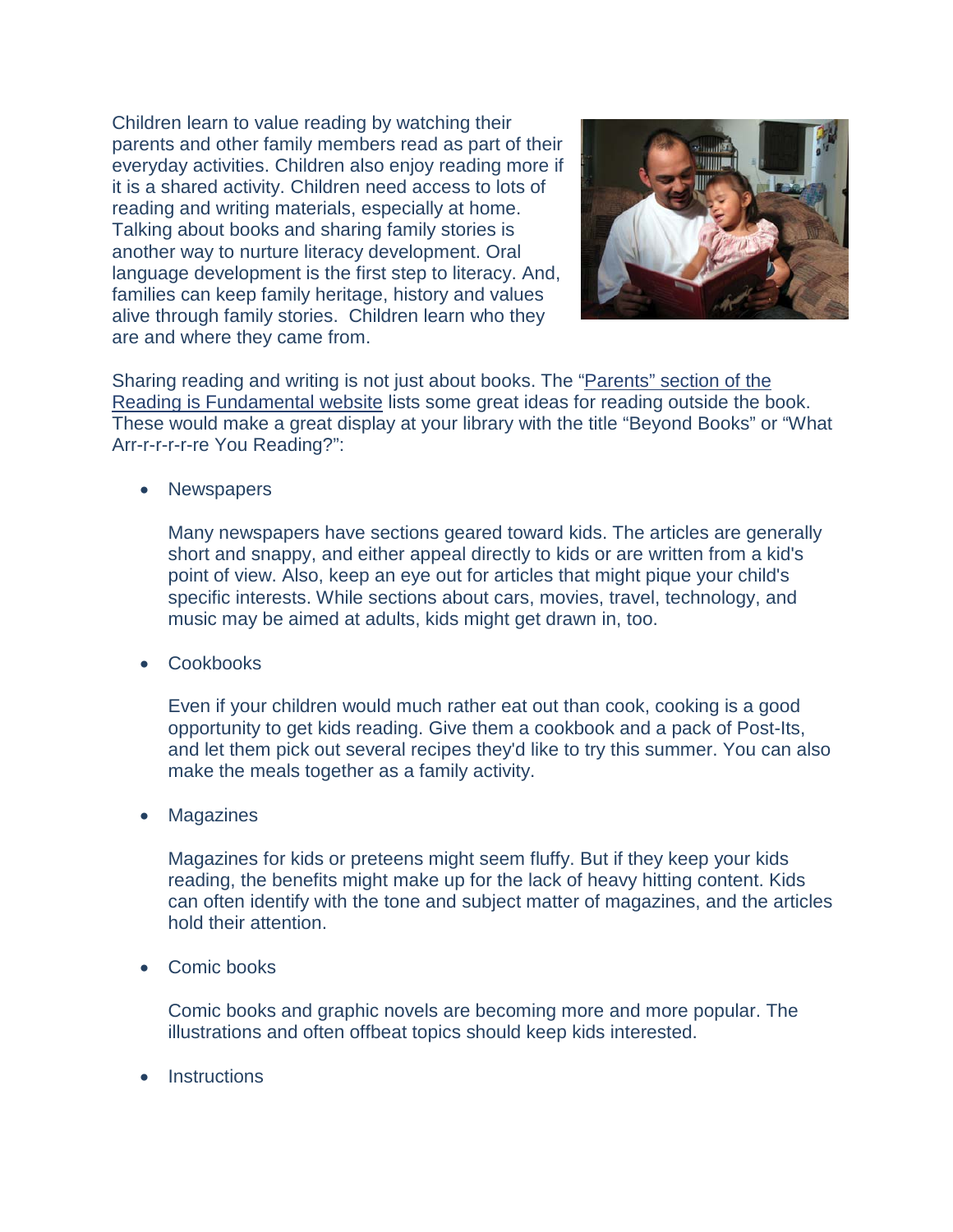Children learn to value reading by watching their parents and other family members read as part of their everyday activities. Children also enjoy reading more if it is a shared activity. Children need access to lots of reading and writing materials, especially at home. Talking about books and sharing family stories is another way to nurture literacy development. Oral language development is the first step to literacy. And, families can keep family heritage, history and values alive through family stories. Children learn who they are and where they came from.

Sharing reading and writing is not just about books. The "Parents" section of the Reading is Fundamental website lists some great ideas for reading outside the book. These would make a great display at your library with the title "Beyond Books" or "What Arr-r-r-r-r-re You Reading?":

- Newspapers

  Many newspapers have sections geared toward kids. The articles are generally short and snappy, and either appeal directly to kids or are written from a kid's point of view. Also, keep an eye out for articles that might pique your child's specific interests. While sections about cars, movies, travel, technology, and music may be aimed at adults, kids might get drawn in, too.

- Cookbooks

  Even if your children would much rather eat out than cook, cooking is a good opportunity to get kids reading. Give them a cookbook and a pack of Post-Its, and let them pick out several recipes they'd like to try this summer. You can also make the meals together as a family activity.

- Magazines

  Magazines for kids or preteens might seem fluffy. But if they keep your kids reading, the benefits might make up for the lack of heavy hitting content. Kids can often identify with the tone and subject matter of magazines, and the articles hold their attention.

- Comic books

  Comic books and graphic novels are becoming more and more popular. The illustrations and often offbeat topics should keep kids interested.

- Instructions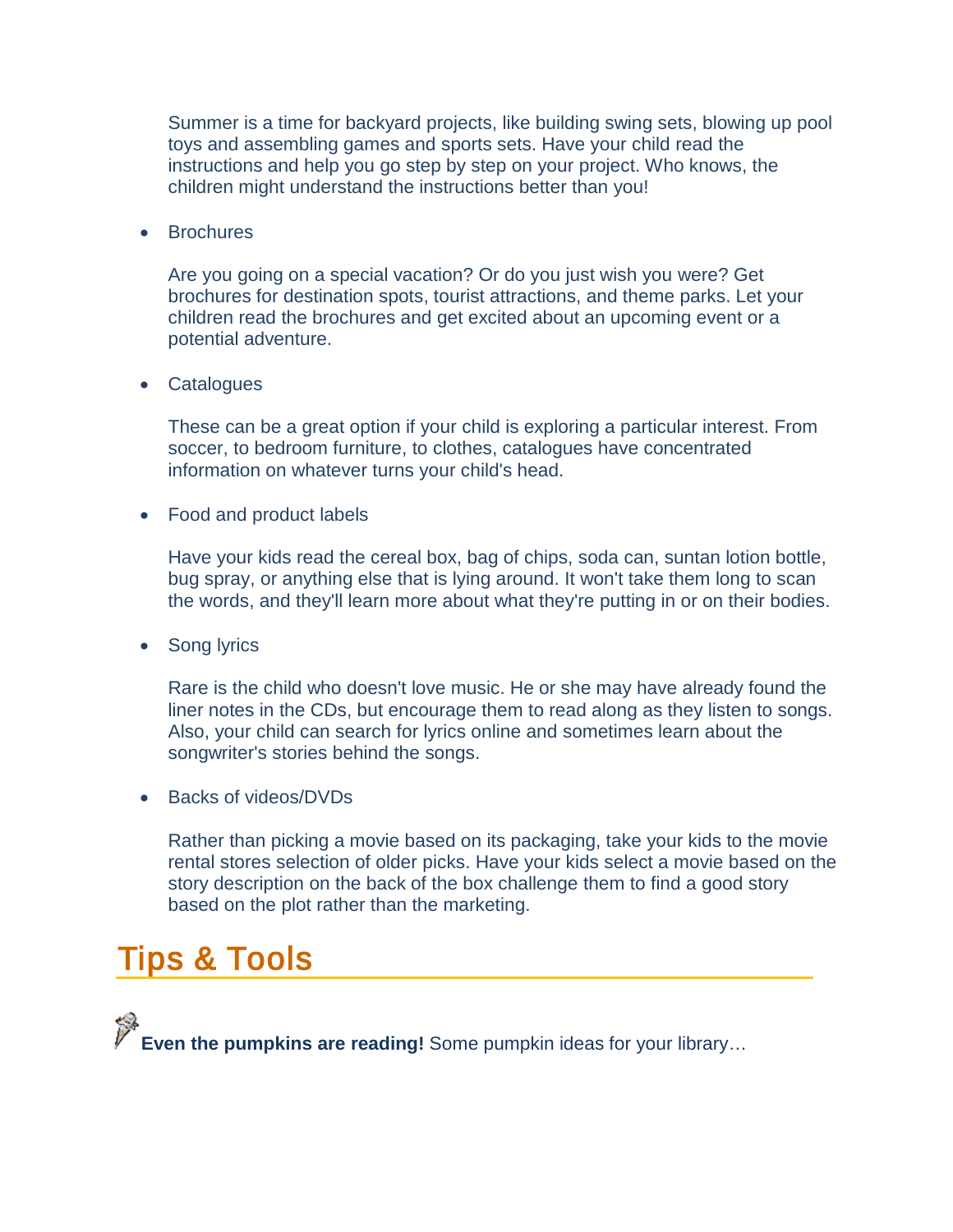Summer is a time for backyard projects, like building swing sets, blowing up pool toys and assembling games and sports sets. Have your child read the instructions and help you go step by step on your project. Who knows, the children might understand the instructions better than you!

- Brochures

  Are you going on a special vacation? Or do you just wish you were? Get brochures for destination spots, tourist attractions, and theme parks. Let your children read the brochures and get excited about an upcoming event or a potential adventure.

- Catalogues

  These can be a great option if your child is exploring a particular interest. From soccer, to bedroom furniture, to clothes, catalogues have concentrated information on whatever turns your child's head.

- Food and product labels

  Have your kids read the cereal box, bag of chips, soda can, suntan lotion bottle, bug spray, or anything else that is lying around. It won't take them long to scan the words, and they'll learn more about what they're putting in or on their bodies.

- Song lyrics

  Rare is the child who doesn't love music. He or she may have already found the liner notes in the CDs, but encourage them to read along as they listen to songs. Also, your child can search for lyrics online and sometimes learn about the songwriter's stories behind the songs.

- Backs of videos/DVDs

  Rather than picking a movie based on its packaging, take your kids to the movie rental stores selection of older picks. Have your kids select a movie based on the story description on the back of the box challenge them to find a good story based on the plot rather than the marketing.

# Tips & Tools

**Even the pumpkins are reading!** Some pumpkin ideas for your library…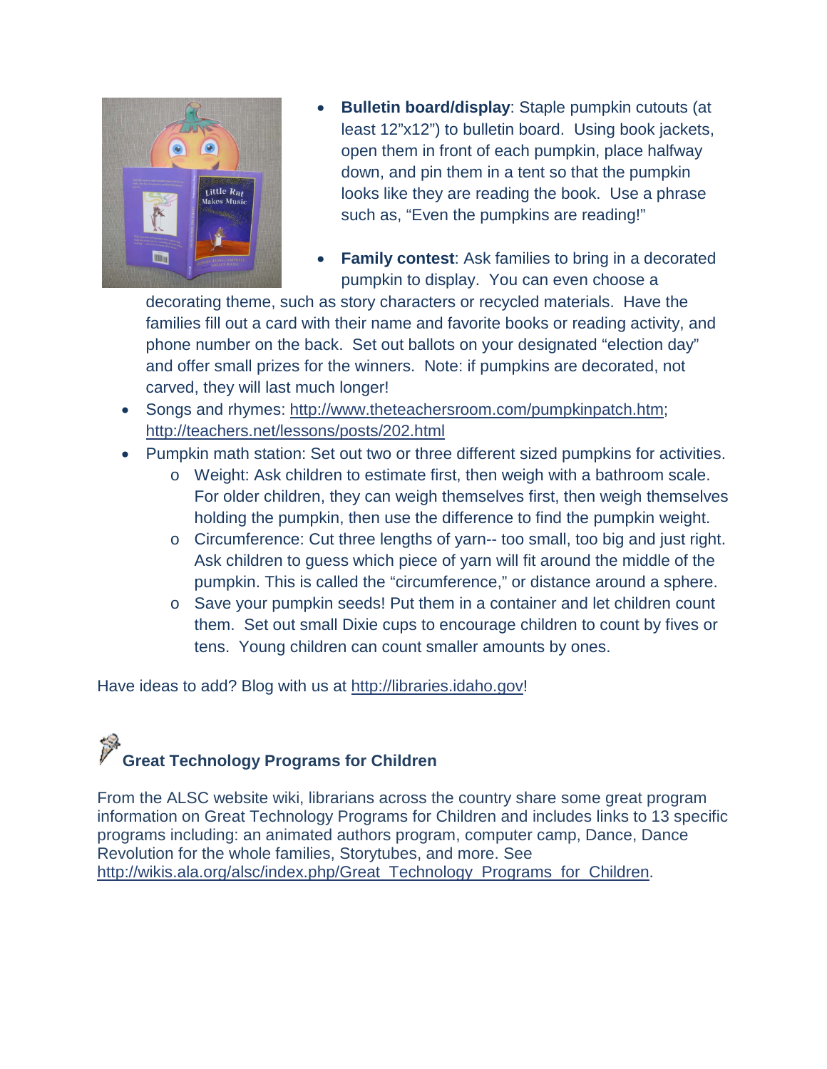- **Bulletin board/display**: Staple pumpkin cutouts (at least 12"x12") to bulletin board. Using book jackets, open them in front of each pumpkin, place halfway down, and pin them in a tent so that the pumpkin looks like they are reading the book. Use a phrase such as, "Even the pumpkins are reading!"
- **Family contest**: Ask families to bring in a decorated pumpkin to display. You can even choose a decorating theme, such as story characters or recycled materials. Have the families fill out a card with their name and favorite books or reading activity, and phone number on the back. Set out ballots on your designated "election day" and offer small prizes for the winners. Note: if pumpkins are decorated, not carved, they will last much longer!
- Songs and rhymes: http://www.theteachersroom.com/pumpkinpatch.htm; http://teachers.net/lessons/posts/202.html
- Pumpkin math station: Set out two or three different sized pumpkins for activities.
  - Weight: Ask children to estimate first, then weigh with a bathroom scale. For older children, they can weigh themselves first, then weigh themselves holding the pumpkin, then use the difference to find the pumpkin weight.
  - Circumference: Cut three lengths of yarn-- too small, too big and just right. Ask children to guess which piece of yarn will fit around the middle of the pumpkin. This is called the "circumference," or distance around a sphere.
  - Save your pumpkin seeds! Put them in a container and let children count them. Set out small Dixie cups to encourage children to count by fives or tens. Young children can count smaller amounts by ones.

Have ideas to add? Blog with us at http://libraries.idaho.gov!

## Great Technology Programs for Children

From the ALSC website wiki, librarians across the country share some great program information on Great Technology Programs for Children and includes links to 13 specific programs including: an animated authors program, computer camp, Dance, Dance Revolution for the whole families, Storytubes, and more. See http://wikis.ala.org/alsc/index.php/Great_Technology_Programs_for_Children.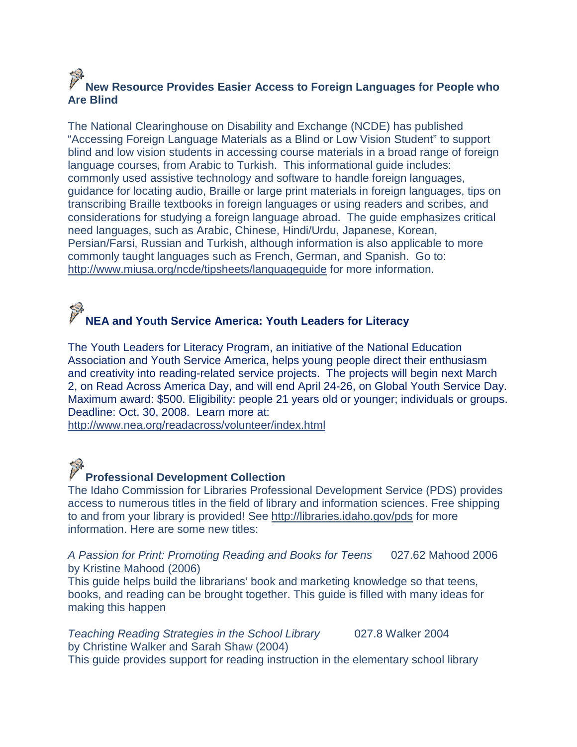### New Resource Provides Easier Access to Foreign Languages for People who Are Blind

The National Clearinghouse on Disability and Exchange (NCDE) has published "Accessing Foreign Language Materials as a Blind or Low Vision Student" to support blind and low vision students in accessing course materials in a broad range of foreign language courses, from Arabic to Turkish. This informational guide includes: commonly used assistive technology and software to handle foreign languages, guidance for locating audio, Braille or large print materials in foreign languages, tips on transcribing Braille textbooks in foreign languages or using readers and scribes, and considerations for studying a foreign language abroad. The guide emphasizes critical need languages, such as Arabic, Chinese, Hindi/Urdu, Japanese, Korean, Persian/Farsi, Russian and Turkish, although information is also applicable to more commonly taught languages such as French, German, and Spanish. Go to: http://www.miusa.org/ncde/tipsheets/languageguide for more information.

### NEA and Youth Service America: Youth Leaders for Literacy

The Youth Leaders for Literacy Program, an initiative of the National Education Association and Youth Service America, helps young people direct their enthusiasm and creativity into reading-related service projects. The projects will begin next March 2, on Read Across America Day, and will end April 24-26, on Global Youth Service Day. Maximum award: $500. Eligibility: people 21 years old or younger; individuals or groups. Deadline: Oct. 30, 2008. Learn more at: http://www.nea.org/readacross/volunteer/index.html

### Professional Development Collection

The Idaho Commission for Libraries Professional Development Service (PDS) provides access to numerous titles in the field of library and information sciences. Free shipping to and from your library is provided! See http://libraries.idaho.gov/pds for more information. Here are some new titles:

*A Passion for Print: Promoting Reading and Books for Teens* 027.62 Mahood 2006
by Kristine Mahood (2006)
This guide helps build the librarians' book and marketing knowledge so that teens, books, and reading can be brought together. This guide is filled with many ideas for making this happen

*Teaching Reading Strategies in the School Library* 027.8 Walker 2004
by Christine Walker and Sarah Shaw (2004)
This guide provides support for reading instruction in the elementary school library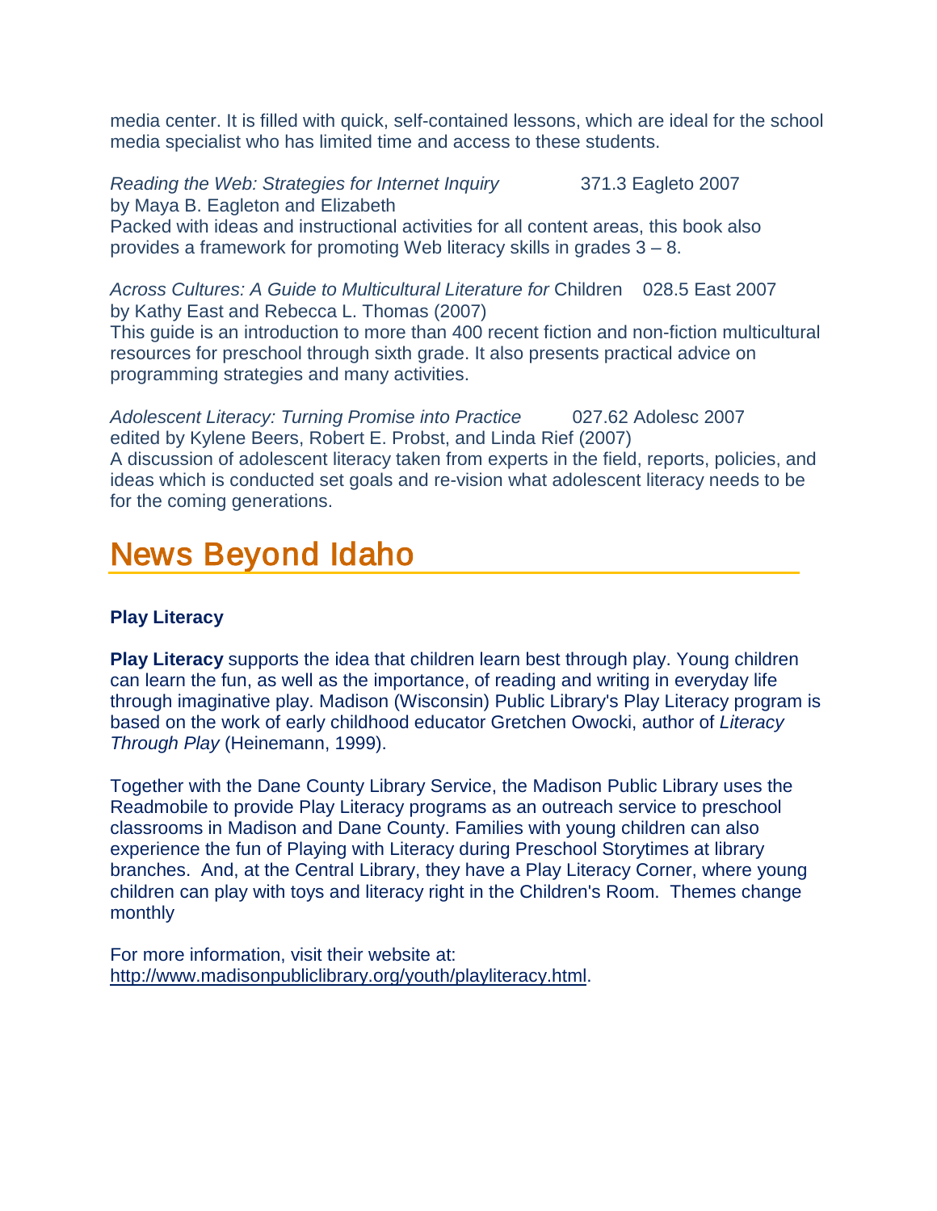media center. It is filled with quick, self-contained lessons, which are ideal for the school media specialist who has limited time and access to these students.

*Reading the Web: Strategies for Internet Inquiry* 371.3 Eagleto 2007
by Maya B. Eagleton and Elizabeth
Packed with ideas and instructional activities for all content areas, this book also provides a framework for promoting Web literacy skills in grades 3 – 8.

*Across Cultures: A Guide to Multicultural Literature for* Children 028.5 East 2007
by Kathy East and Rebecca L. Thomas (2007)
This guide is an introduction to more than 400 recent fiction and non-fiction multicultural resources for preschool through sixth grade. It also presents practical advice on programming strategies and many activities.

*Adolescent Literacy: Turning Promise into Practice* 027.62 Adolesc 2007
edited by Kylene Beers, Robert E. Probst, and Linda Rief (2007)
A discussion of adolescent literacy taken from experts in the field, reports, policies, and ideas which is conducted set goals and re-vision what adolescent literacy needs to be for the coming generations.

# News Beyond Idaho

**Play Literacy**

**Play Literacy** supports the idea that children learn best through play. Young children can learn the fun, as well as the importance, of reading and writing in everyday life through imaginative play. Madison (Wisconsin) Public Library's Play Literacy program is based on the work of early childhood educator Gretchen Owocki, author of *Literacy Through Play* (Heinemann, 1999).

Together with the Dane County Library Service, the Madison Public Library uses the Readmobile to provide Play Literacy programs as an outreach service to preschool classrooms in Madison and Dane County. Families with young children can also experience the fun of Playing with Literacy during Preschool Storytimes at library branches. And, at the Central Library, they have a Play Literacy Corner, where young children can play with toys and literacy right in the Children's Room. Themes change monthly

For more information, visit their website at:
http://www.madisonpubliclibrary.org/youth/playliteracy.html.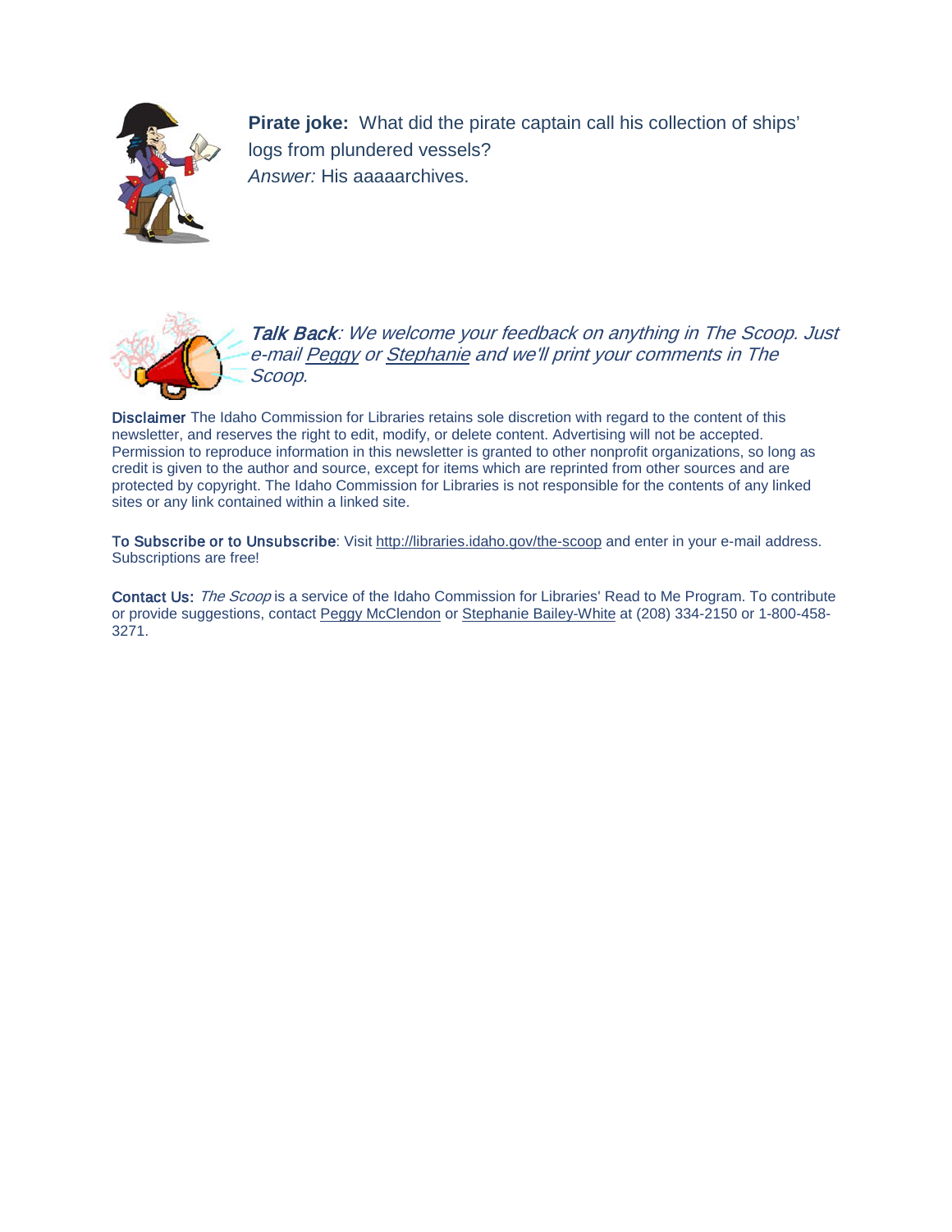**Pirate joke:** What did the pirate captain call his collection of ships' logs from plundered vessels?
*Answer:* His aaaaarchives.

*Talk Back: We welcome your feedback on anything in The Scoop. Just e-mail Peggy or Stephanie and we'll print your comments in The Scoop.*

Disclaimer The Idaho Commission for Libraries retains sole discretion with regard to the content of this newsletter, and reserves the right to edit, modify, or delete content. Advertising will not be accepted. Permission to reproduce information in this newsletter is granted to other nonprofit organizations, so long as credit is given to the author and source, except for items which are reprinted from other sources and are protected by copyright. The Idaho Commission for Libraries is not responsible for the contents of any linked sites or any link contained within a linked site.

To Subscribe or to Unsubscribe: Visit http://libraries.idaho.gov/the-scoop and enter in your e-mail address. Subscriptions are free!

Contact Us: *The Scoop* is a service of the Idaho Commission for Libraries' Read to Me Program. To contribute or provide suggestions, contact Peggy McClendon or Stephanie Bailey-White at (208) 334-2150 or 1-800-458-3271.